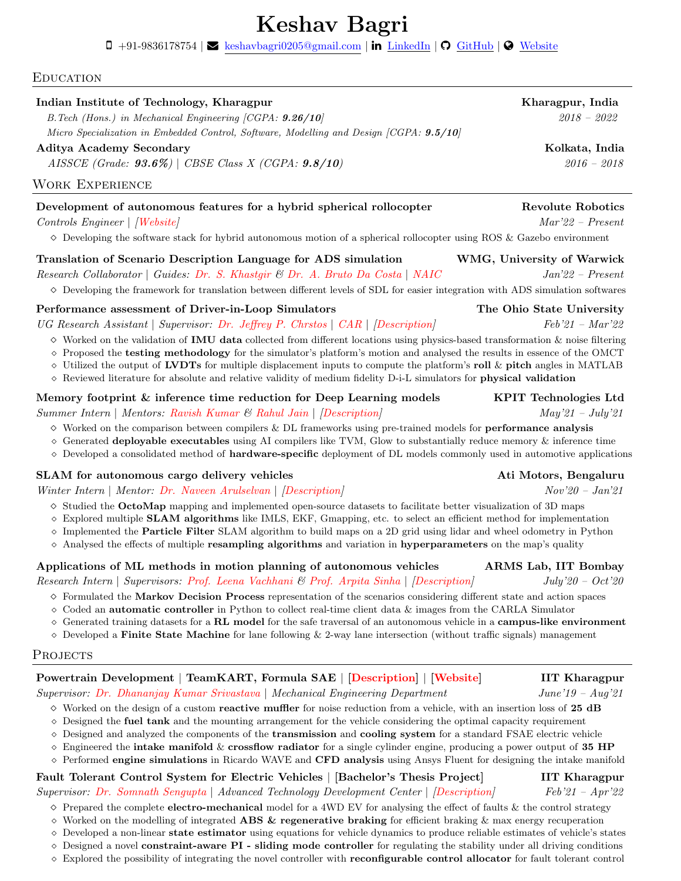# Keshav Bagri

+91-9836178754 | keshavbagri0205@gmail.com | LinkedIn | GitHub | Website

## Education

**Indian Institute of Technology, Kharagpur** — **Kharagpur, India**
*B.Tech (Hons.) in Mechanical Engineering [CGPA: **9.26/10**]* — *2018 – 2022*
*Micro Specialization in Embedded Control, Software, Modelling and Design [CGPA: **9.5/10**]*

**Aditya Academy Secondary** — **Kolkata, India**
*AISSCE (Grade: **93.6%**) | CBSE Class X (CGPA: **9.8/10**)* — *2016 – 2018*

## Work Experience

**Development of autonomous features for a hybrid spherical rollocopter** — **Revolute Robotics**
*Controls Engineer | [Website]* — *Mar'22 – Present*
- Developing the software stack for hybrid autonomous motion of a spherical rollocopter using ROS & Gazebo environment

**Translation of Scenario Description Language for ADS simulation** — **WMG, University of Warwick**
*Research Collaborator | Guides: Dr. S. Khastgir & Dr. A. Bruto Da Costa | NAIC* — *Jan'22 – Present*
- Developing the framework for translation between different levels of SDL for easier integration with ADS simulation softwares

**Performance assessment of Driver-in-Loop Simulators** — **The Ohio State University**
*UG Research Assistant | Supervisor: Dr. Jeffrey P. Chrstos | CAR | [Description]* — *Feb'21 – Mar'22*
- Worked on the validation of **IMU data** collected from different locations using physics-based transformation & noise filtering
- Proposed the **testing methodology** for the simulator's platform's motion and analysed the results in essence of the OMCT
- Utilized the output of **LVDTs** for multiple displacement inputs to compute the platform's **roll** & **pitch** angles in MATLAB
- Reviewed literature for absolute and relative validity of medium fidelity D-i-L simulators for **physical validation**

**Memory footprint & inference time reduction for Deep Learning models** — **KPIT Technologies Ltd**
*Summer Intern | Mentors: Ravish Kumar & Rahul Jain | [Description]* — *May'21 – July'21*
- Worked on the comparison between compilers & DL frameworks using pre-trained models for **performance analysis**
- Generated **deployable executables** using AI compilers like TVM, Glow to substantially reduce memory & inference time
- Developed a consolidated method of **hardware-specific** deployment of DL models commonly used in automotive applications

**SLAM for autonomous cargo delivery vehicles** — **Ati Motors, Bengaluru**
*Winter Intern | Mentor: Dr. Naveen Arulselvan | [Description]* — *Nov'20 – Jan'21*
- Studied the **OctoMap** mapping and implemented open-source datasets to facilitate better visualization of 3D maps
- Explored multiple **SLAM algorithms** like IMLS, EKF, Gmapping, etc. to select an efficient method for implementation
- Implemented the **Particle Filter** SLAM algorithm to build maps on a 2D grid using lidar and wheel odometry in Python
- Analysed the effects of multiple **resampling algorithms** and variation in **hyperparameters** on the map's quality

**Applications of ML methods in motion planning of autonomous vehicles** — **ARMS Lab, IIT Bombay**
*Research Intern | Supervisors: Prof. Leena Vachhani & Prof. Arpita Sinha | [Description]* — *July'20 – Oct'20*
- Formulated the **Markov Decision Process** representation of the scenarios considering different state and action spaces
- Coded an **automatic controller** in Python to collect real-time client data & images from the CARLA Simulator
- Generated training datasets for a **RL model** for the safe traversal of an autonomous vehicle in a **campus-like environment**
- Developed a **Finite State Machine** for lane following & 2-way lane intersection (without traffic signals) management

## Projects

**Powertrain Development | TeamKART, Formula SAE | [Description] | [Website]** — **IIT Kharagpur**
*Supervisor: Dr. Dhananjay Kumar Srivastava | Mechanical Engineering Department* — *June'19 – Aug'21*
- Worked on the design of a custom **reactive muffler** for noise reduction from a vehicle, with an insertion loss of **25 dB**
- Designed the **fuel tank** and the mounting arrangement for the vehicle considering the optimal capacity requirement
- Designed and analyzed the components of the **transmission** and **cooling system** for a standard FSAE electric vehicle
- Engineered the **intake manifold** & **crossflow radiator** for a single cylinder engine, producing a power output of **35 HP**
- Performed **engine simulations** in Ricardo WAVE and **CFD analysis** using Ansys Fluent for designing the intake manifold

**Fault Tolerant Control System for Electric Vehicles | [Bachelor's Thesis Project]** — **IIT Kharagpur**
*Supervisor: Dr. Somnath Sengupta | Advanced Technology Development Center | [Description]* — *Feb'21 – Apr'22*
- Prepared the complete **electro-mechanical** model for a 4WD EV for analysing the effect of faults & the control strategy
- Worked on the modelling of integrated **ABS & regenerative braking** for efficient braking & max energy recuperation
- Developed a non-linear **state estimator** using equations for vehicle dynamics to produce reliable estimates of vehicle's states
- Designed a novel **constraint-aware PI - sliding mode controller** for regulating the stability under all driving conditions
- Explored the possibility of integrating the novel controller with **reconfigurable control allocator** for fault tolerant control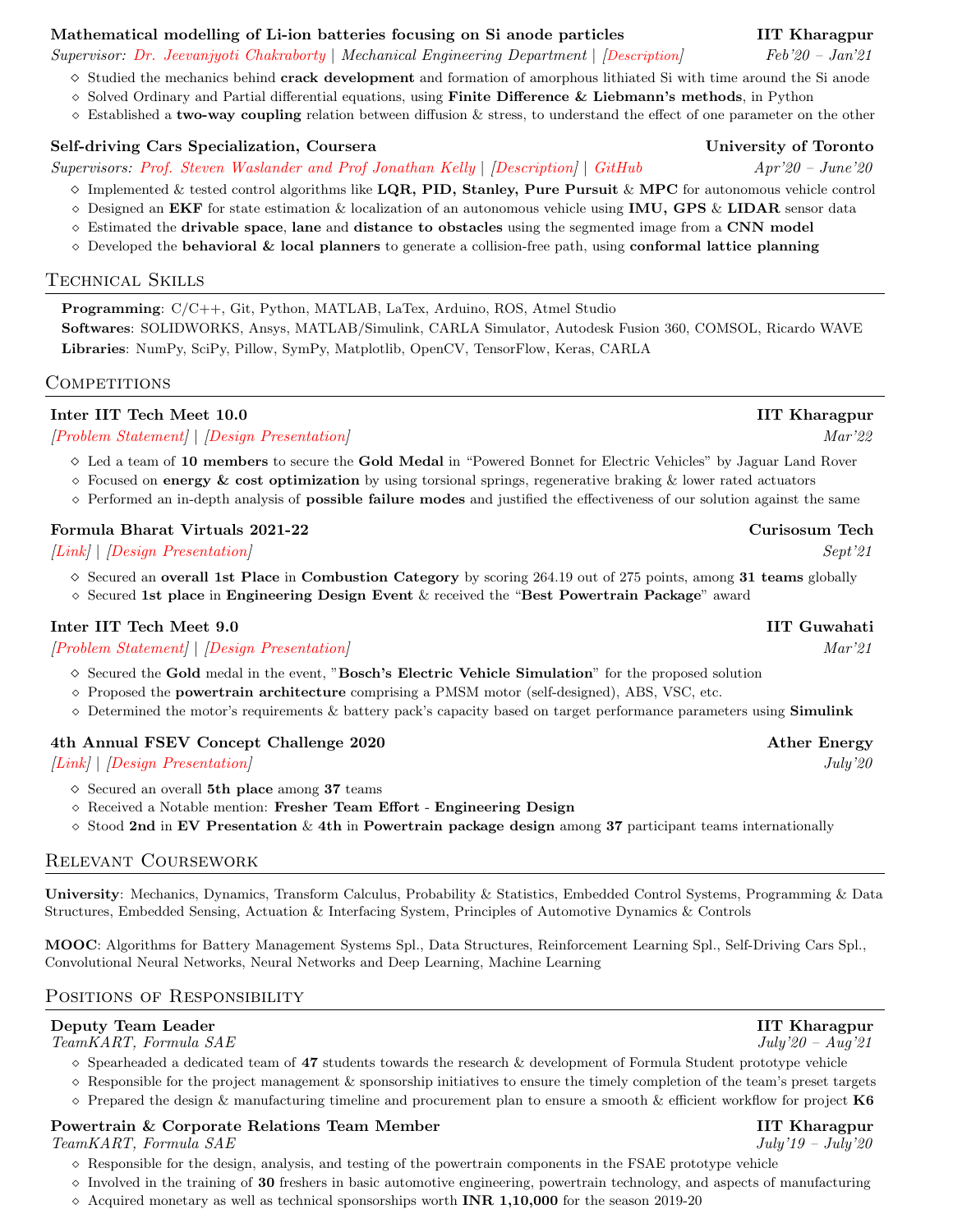### Mathematical modelling of Li-ion batteries focusing on Si anode particles — IIT Kharagpur

*Supervisor: Dr. Jeevanjyoti Chakraborty | Mechanical Engineering Department | [Description]* — *Feb'20 – Jan'21*

- Studied the mechanics behind **crack development** and formation of amorphous lithiated Si with time around the Si anode
- Solved Ordinary and Partial differential equations, using **Finite Difference & Liebmann's methods**, in Python
- Established a **two-way coupling** relation between diffusion & stress, to understand the effect of one parameter on the other

### Self-driving Cars Specialization, Coursera — University of Toronto

*Supervisors: Prof. Steven Waslander and Prof Jonathan Kelly | [Description] | GitHub* — *Apr'20 – June'20*

- Implemented & tested control algorithms like **LQR, PID, Stanley, Pure Pursuit** & **MPC** for autonomous vehicle control
- Designed an **EKF** for state estimation & localization of an autonomous vehicle using **IMU, GPS** & **LIDAR** sensor data
- Estimated the **drivable space**, **lane** and **distance to obstacles** using the segmented image from a **CNN model**
- Developed the **behavioral & local planners** to generate a collision-free path, using **conformal lattice planning**

## Technical Skills

**Programming**: C/C++, Git, Python, MATLAB, LaTex, Arduino, ROS, Atmel Studio
**Softwares**: SOLIDWORKS, Ansys, MATLAB/Simulink, CARLA Simulator, Autodesk Fusion 360, COMSOL, Ricardo WAVE
**Libraries**: NumPy, SciPy, Pillow, SymPy, Matplotlib, OpenCV, TensorFlow, Keras, CARLA

## Competitions

### Inter IIT Tech Meet 10.0 — IIT Kharagpur

*[Problem Statement] | [Design Presentation]* — *Mar'22*

- Led a team of **10 members** to secure the **Gold Medal** in "Powered Bonnet for Electric Vehicles" by Jaguar Land Rover
- Focused on **energy & cost optimization** by using torsional springs, regenerative braking & lower rated actuators
- Performed an in-depth analysis of **possible failure modes** and justified the effectiveness of our solution against the same

### Formula Bharat Virtuals 2021-22 — Curisosum Tech

*[Link] | [Design Presentation]* — *Sept'21*

- Secured an **overall 1st Place** in **Combustion Category** by scoring 264.19 out of 275 points, among **31 teams** globally
- Secured **1st place** in **Engineering Design Event** & received the "**Best Powertrain Package**" award

### Inter IIT Tech Meet 9.0 — IIT Guwahati

*[Problem Statement] | [Design Presentation]* — *Mar'21*

- Secured the **Gold** medal in the event, "**Bosch's Electric Vehicle Simulation**" for the proposed solution
- Proposed the **powertrain architecture** comprising a PMSM motor (self-designed), ABS, VSC, etc.
- Determined the motor's requirements & battery pack's capacity based on target performance parameters using **Simulink**

### 4th Annual FSEV Concept Challenge 2020 — Ather Energy

*[Link] | [Design Presentation]* — *July'20*

- Secured an overall **5th place** among **37** teams
- Received a Notable mention: **Fresher Team Effort - Engineering Design**
- Stood **2nd** in **EV Presentation** & **4th** in **Powertrain package design** among **37** participant teams internationally

## Relevant Coursework

**University**: Mechanics, Dynamics, Transform Calculus, Probability & Statistics, Embedded Control Systems, Programming & Data Structures, Embedded Sensing, Actuation & Interfacing System, Principles of Automotive Dynamics & Controls

**MOOC**: Algorithms for Battery Management Systems Spl., Data Structures, Reinforcement Learning Spl., Self-Driving Cars Spl., Convolutional Neural Networks, Neural Networks and Deep Learning, Machine Learning

## Positions of Responsibility

### Deputy Team Leader — IIT Kharagpur

*TeamKART, Formula SAE* — *July'20 – Aug'21*

- Spearheaded a dedicated team of **47** students towards the research & development of Formula Student prototype vehicle
- Responsible for the project management & sponsorship initiatives to ensure the timely completion of the team's preset targets
- Prepared the design & manufacturing timeline and procurement plan to ensure a smooth & efficient workflow for project **K6**

### Powertrain & Corporate Relations Team Member — IIT Kharagpur

*TeamKART, Formula SAE* — *July'19 – July'20*

- Responsible for the design, analysis, and testing of the powertrain components in the FSAE prototype vehicle
- Involved in the training of **30** freshers in basic automotive engineering, powertrain technology, and aspects of manufacturing
- Acquired monetary as well as technical sponsorships worth **INR 1,10,000** for the season 2019-20